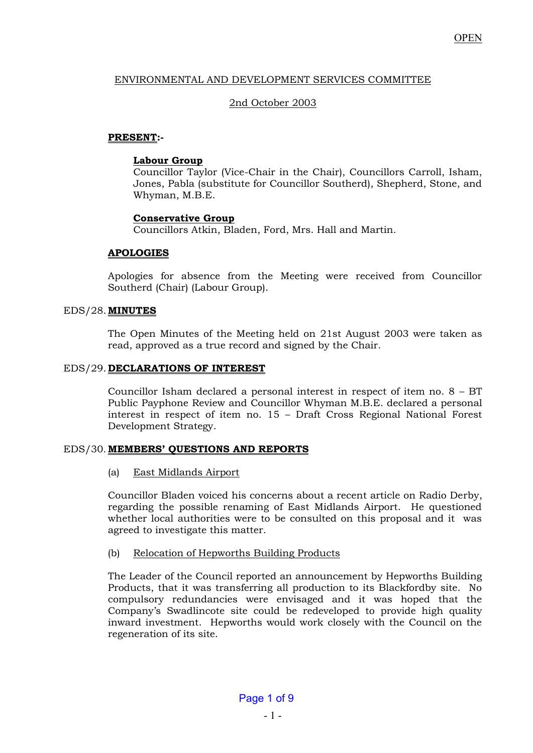OPEN

ENVIRONMENTAL AND DEVELOPMENT SERVICES COMMITTEE

2nd October 2003

**PRESENT:-**

**Labour Group**
Councillor Taylor (Vice-Chair in the Chair), Councillors Carroll, Isham, Jones, Pabla (substitute for Councillor Southerd), Shepherd, Stone, and Whyman, M.B.E.

**Conservative Group**
Councillors Atkin, Bladen, Ford, Mrs. Hall and Martin.

**APOLOGIES**

Apologies for absence from the Meeting were received from Councillor Southerd (Chair) (Labour Group).

EDS/28. **MINUTES**

The Open Minutes of the Meeting held on 21st August 2003 were taken as read, approved as a true record and signed by the Chair.

EDS/29. **DECLARATIONS OF INTEREST**

Councillor Isham declared a personal interest in respect of item no. 8 – BT Public Payphone Review and Councillor Whyman M.B.E. declared a personal interest in respect of item no. 15 – Draft Cross Regional National Forest Development Strategy.

EDS/30. **MEMBERS' QUESTIONS AND REPORTS**

(a) East Midlands Airport

Councillor Bladen voiced his concerns about a recent article on Radio Derby, regarding the possible renaming of East Midlands Airport. He questioned whether local authorities were to be consulted on this proposal and it was agreed to investigate this matter.

(b) Relocation of Hepworths Building Products

The Leader of the Council reported an announcement by Hepworths Building Products, that it was transferring all production to its Blackfordby site. No compulsory redundancies were envisaged and it was hoped that the Company's Swadlincote site could be redeveloped to provide high quality inward investment. Hepworths would work closely with the Council on the regeneration of its site.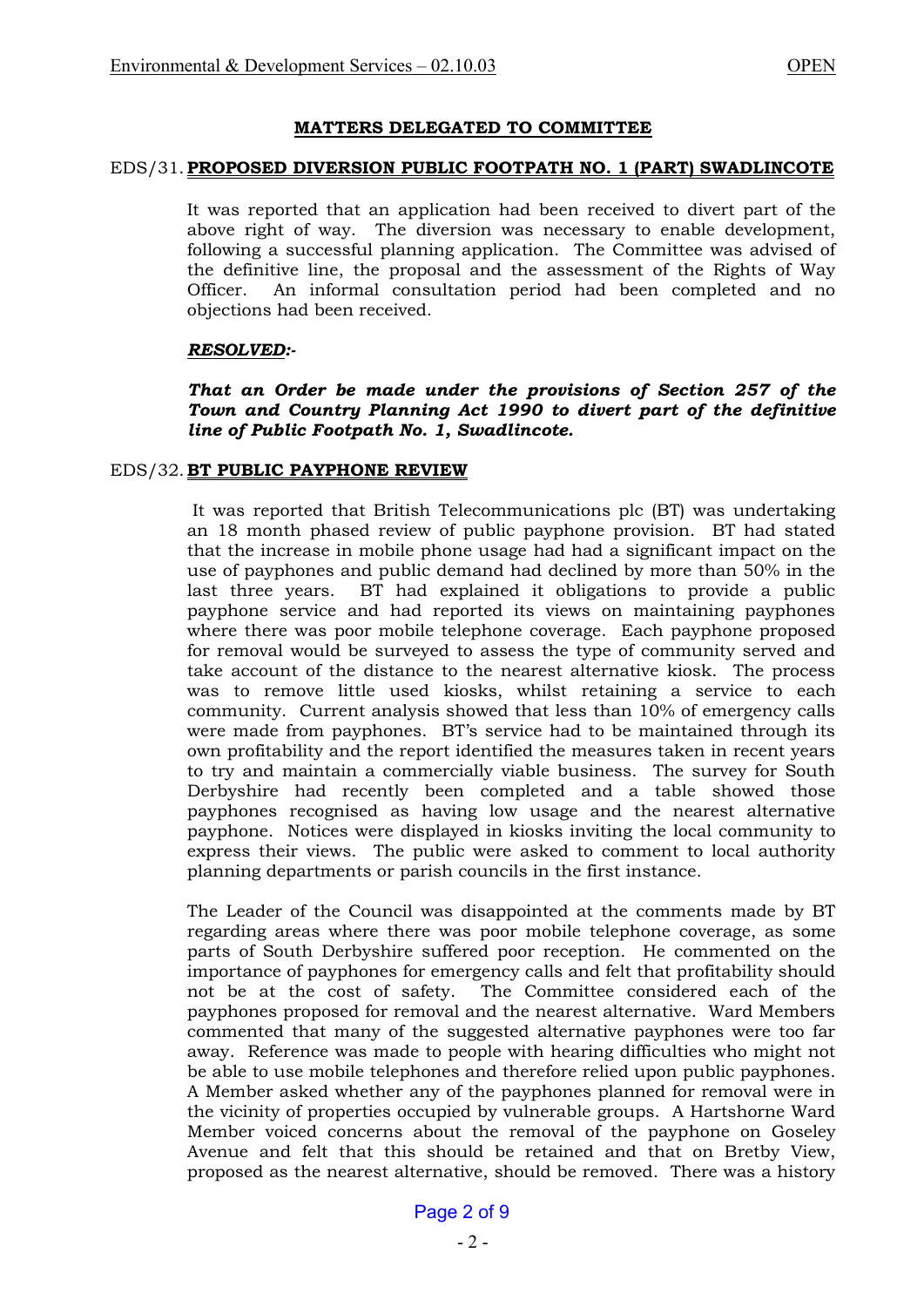## MATTERS DELEGATED TO COMMITTEE

### EDS/31. PROPOSED DIVERSION PUBLIC FOOTPATH NO. 1 (PART) SWADLINCOTE

It was reported that an application had been received to divert part of the above right of way. The diversion was necessary to enable development, following a successful planning application. The Committee was advised of the definitive line, the proposal and the assessment of the Rights of Way Officer. An informal consultation period had been completed and no objections had been received.

***RESOLVED:-***

***That an Order be made under the provisions of Section 257 of the Town and Country Planning Act 1990 to divert part of the definitive line of Public Footpath No. 1, Swadlincote.***

### EDS/32. BT PUBLIC PAYPHONE REVIEW

It was reported that British Telecommunications plc (BT) was undertaking an 18 month phased review of public payphone provision. BT had stated that the increase in mobile phone usage had had a significant impact on the use of payphones and public demand had declined by more than 50% in the last three years. BT had explained it obligations to provide a public payphone service and had reported its views on maintaining payphones where there was poor mobile telephone coverage. Each payphone proposed for removal would be surveyed to assess the type of community served and take account of the distance to the nearest alternative kiosk. The process was to remove little used kiosks, whilst retaining a service to each community. Current analysis showed that less than 10% of emergency calls were made from payphones. BT's service had to be maintained through its own profitability and the report identified the measures taken in recent years to try and maintain a commercially viable business. The survey for South Derbyshire had recently been completed and a table showed those payphones recognised as having low usage and the nearest alternative payphone. Notices were displayed in kiosks inviting the local community to express their views. The public were asked to comment to local authority planning departments or parish councils in the first instance.

The Leader of the Council was disappointed at the comments made by BT regarding areas where there was poor mobile telephone coverage, as some parts of South Derbyshire suffered poor reception. He commented on the importance of payphones for emergency calls and felt that profitability should not be at the cost of safety. The Committee considered each of the payphones proposed for removal and the nearest alternative. Ward Members commented that many of the suggested alternative payphones were too far away. Reference was made to people with hearing difficulties who might not be able to use mobile telephones and therefore relied upon public payphones. A Member asked whether any of the payphones planned for removal were in the vicinity of properties occupied by vulnerable groups. A Hartshorne Ward Member voiced concerns about the removal of the payphone on Goseley Avenue and felt that this should be retained and that on Bretby View, proposed as the nearest alternative, should be removed. There was a history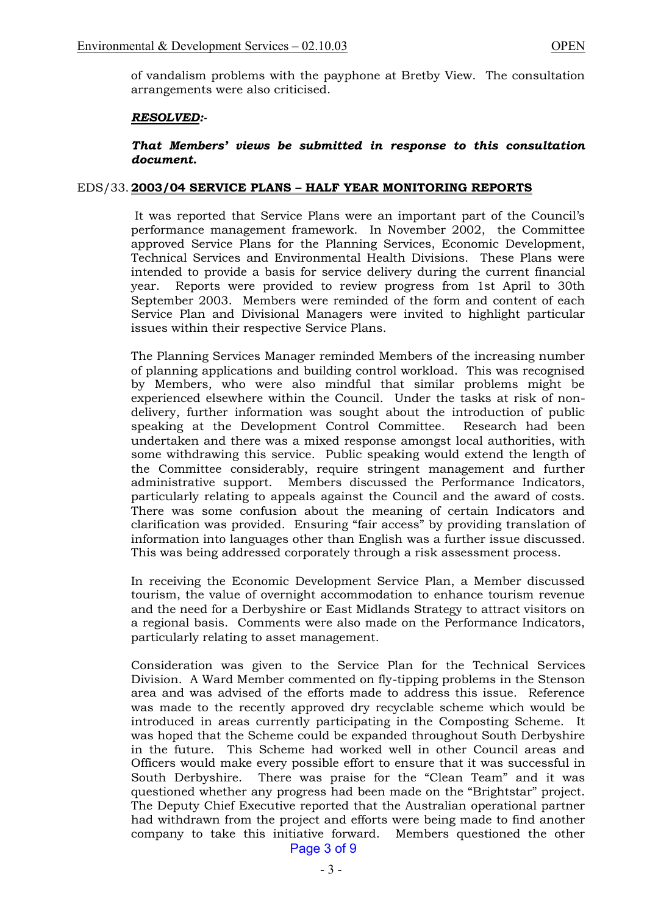of vandalism problems with the payphone at Bretby View. The consultation arrangements were also criticised.

***RESOLVED:-***

***That Members' views be submitted in response to this consultation document.***

EDS/33. **2003/04 SERVICE PLANS – HALF YEAR MONITORING REPORTS**

It was reported that Service Plans were an important part of the Council's performance management framework. In November 2002, the Committee approved Service Plans for the Planning Services, Economic Development, Technical Services and Environmental Health Divisions. These Plans were intended to provide a basis for service delivery during the current financial year. Reports were provided to review progress from 1st April to 30th September 2003. Members were reminded of the form and content of each Service Plan and Divisional Managers were invited to highlight particular issues within their respective Service Plans.

The Planning Services Manager reminded Members of the increasing number of planning applications and building control workload. This was recognised by Members, who were also mindful that similar problems might be experienced elsewhere within the Council. Under the tasks at risk of non-delivery, further information was sought about the introduction of public speaking at the Development Control Committee. Research had been undertaken and there was a mixed response amongst local authorities, with some withdrawing this service. Public speaking would extend the length of the Committee considerably, require stringent management and further administrative support. Members discussed the Performance Indicators, particularly relating to appeals against the Council and the award of costs. There was some confusion about the meaning of certain Indicators and clarification was provided. Ensuring "fair access" by providing translation of information into languages other than English was a further issue discussed. This was being addressed corporately through a risk assessment process.

In receiving the Economic Development Service Plan, a Member discussed tourism, the value of overnight accommodation to enhance tourism revenue and the need for a Derbyshire or East Midlands Strategy to attract visitors on a regional basis. Comments were also made on the Performance Indicators, particularly relating to asset management.

Consideration was given to the Service Plan for the Technical Services Division. A Ward Member commented on fly-tipping problems in the Stenson area and was advised of the efforts made to address this issue. Reference was made to the recently approved dry recyclable scheme which would be introduced in areas currently participating in the Composting Scheme. It was hoped that the Scheme could be expanded throughout South Derbyshire in the future. This Scheme had worked well in other Council areas and Officers would make every possible effort to ensure that it was successful in South Derbyshire. There was praise for the "Clean Team" and it was questioned whether any progress had been made on the "Brightstar" project. The Deputy Chief Executive reported that the Australian operational partner had withdrawn from the project and efforts were being made to find another company to take this initiative forward. Members questioned the other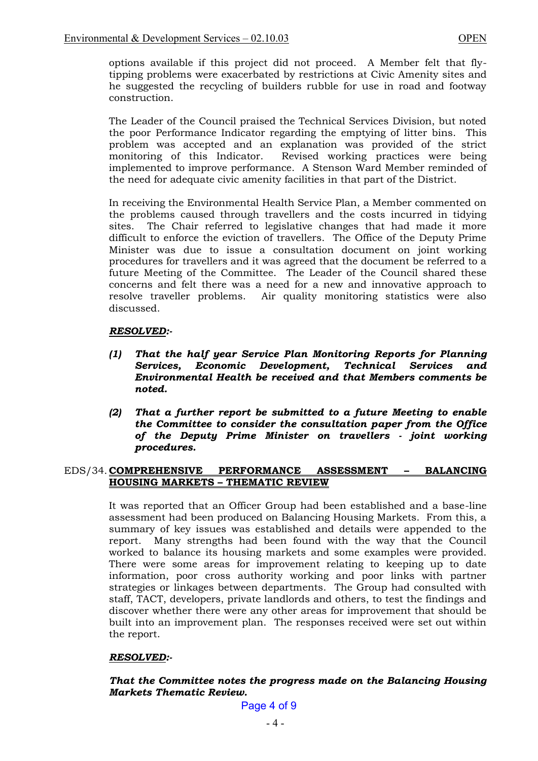options available if this project did not proceed. A Member felt that fly-tipping problems were exacerbated by restrictions at Civic Amenity sites and he suggested the recycling of builders rubble for use in road and footway construction.

The Leader of the Council praised the Technical Services Division, but noted the poor Performance Indicator regarding the emptying of litter bins. This problem was accepted and an explanation was provided of the strict monitoring of this Indicator. Revised working practices were being implemented to improve performance. A Stenson Ward Member reminded of the need for adequate civic amenity facilities in that part of the District.

In receiving the Environmental Health Service Plan, a Member commented on the problems caused through travellers and the costs incurred in tidying sites. The Chair referred to legislative changes that had made it more difficult to enforce the eviction of travellers. The Office of the Deputy Prime Minister was due to issue a consultation document on joint working procedures for travellers and it was agreed that the document be referred to a future Meeting of the Committee. The Leader of the Council shared these concerns and felt there was a need for a new and innovative approach to resolve traveller problems. Air quality monitoring statistics were also discussed.

***RESOLVED:-***

***(1) That the half year Service Plan Monitoring Reports for Planning Services, Economic Development, Technical Services and Environmental Health be received and that Members comments be noted.***

***(2) That a further report be submitted to a future Meeting to enable the Committee to consider the consultation paper from the Office of the Deputy Prime Minister on travellers - joint working procedures.***

## EDS/34. COMPREHENSIVE PERFORMANCE ASSESSMENT – BALANCING HOUSING MARKETS – THEMATIC REVIEW

It was reported that an Officer Group had been established and a base-line assessment had been produced on Balancing Housing Markets. From this, a summary of key issues was established and details were appended to the report. Many strengths had been found with the way that the Council worked to balance its housing markets and some examples were provided. There were some areas for improvement relating to keeping up to date information, poor cross authority working and poor links with partner strategies or linkages between departments. The Group had consulted with staff, TACT, developers, private landlords and others, to test the findings and discover whether there were any other areas for improvement that should be built into an improvement plan. The responses received were set out within the report.

***RESOLVED:-***

***That the Committee notes the progress made on the Balancing Housing Markets Thematic Review.***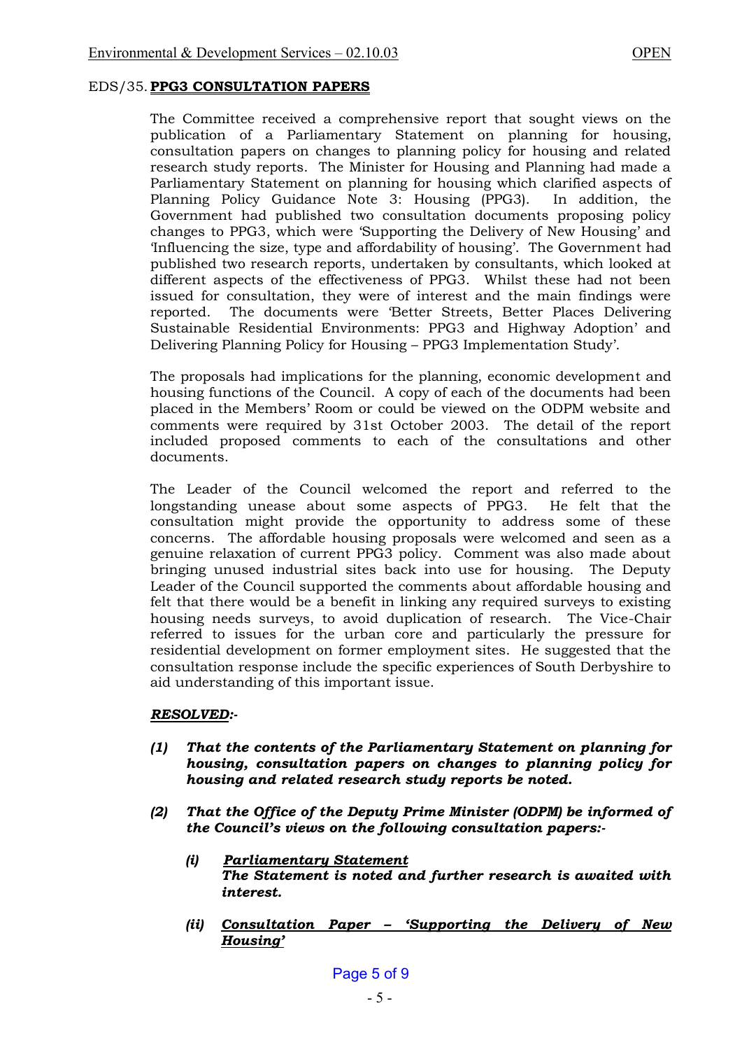## EDS/35. PPG3 CONSULTATION PAPERS

The Committee received a comprehensive report that sought views on the publication of a Parliamentary Statement on planning for housing, consultation papers on changes to planning policy for housing and related research study reports. The Minister for Housing and Planning had made a Parliamentary Statement on planning for housing which clarified aspects of Planning Policy Guidance Note 3: Housing (PPG3). In addition, the Government had published two consultation documents proposing policy changes to PPG3, which were 'Supporting the Delivery of New Housing' and 'Influencing the size, type and affordability of housing'. The Government had published two research reports, undertaken by consultants, which looked at different aspects of the effectiveness of PPG3. Whilst these had not been issued for consultation, they were of interest and the main findings were reported. The documents were 'Better Streets, Better Places Delivering Sustainable Residential Environments: PPG3 and Highway Adoption' and Delivering Planning Policy for Housing – PPG3 Implementation Study'.

The proposals had implications for the planning, economic development and housing functions of the Council. A copy of each of the documents had been placed in the Members' Room or could be viewed on the ODPM website and comments were required by 31st October 2003. The detail of the report included proposed comments to each of the consultations and other documents.

The Leader of the Council welcomed the report and referred to the longstanding unease about some aspects of PPG3. He felt that the consultation might provide the opportunity to address some of these concerns. The affordable housing proposals were welcomed and seen as a genuine relaxation of current PPG3 policy. Comment was also made about bringing unused industrial sites back into use for housing. The Deputy Leader of the Council supported the comments about affordable housing and felt that there would be a benefit in linking any required surveys to existing housing needs surveys, to avoid duplication of research. The Vice-Chair referred to issues for the urban core and particularly the pressure for residential development on former employment sites. He suggested that the consultation response include the specific experiences of South Derbyshire to aid understanding of this important issue.

***RESOLVED:-***

***(1) That the contents of the Parliamentary Statement on planning for housing, consultation papers on changes to planning policy for housing and related research study reports be noted.***

***(2) That the Office of the Deputy Prime Minister (ODPM) be informed of the Council's views on the following consultation papers:-***

***(i) <u>Parliamentary Statement</u>***
***The Statement is noted and further research is awaited with interest.***

***(ii) <u>Consultation Paper – 'Supporting the Delivery of New Housing'</u>***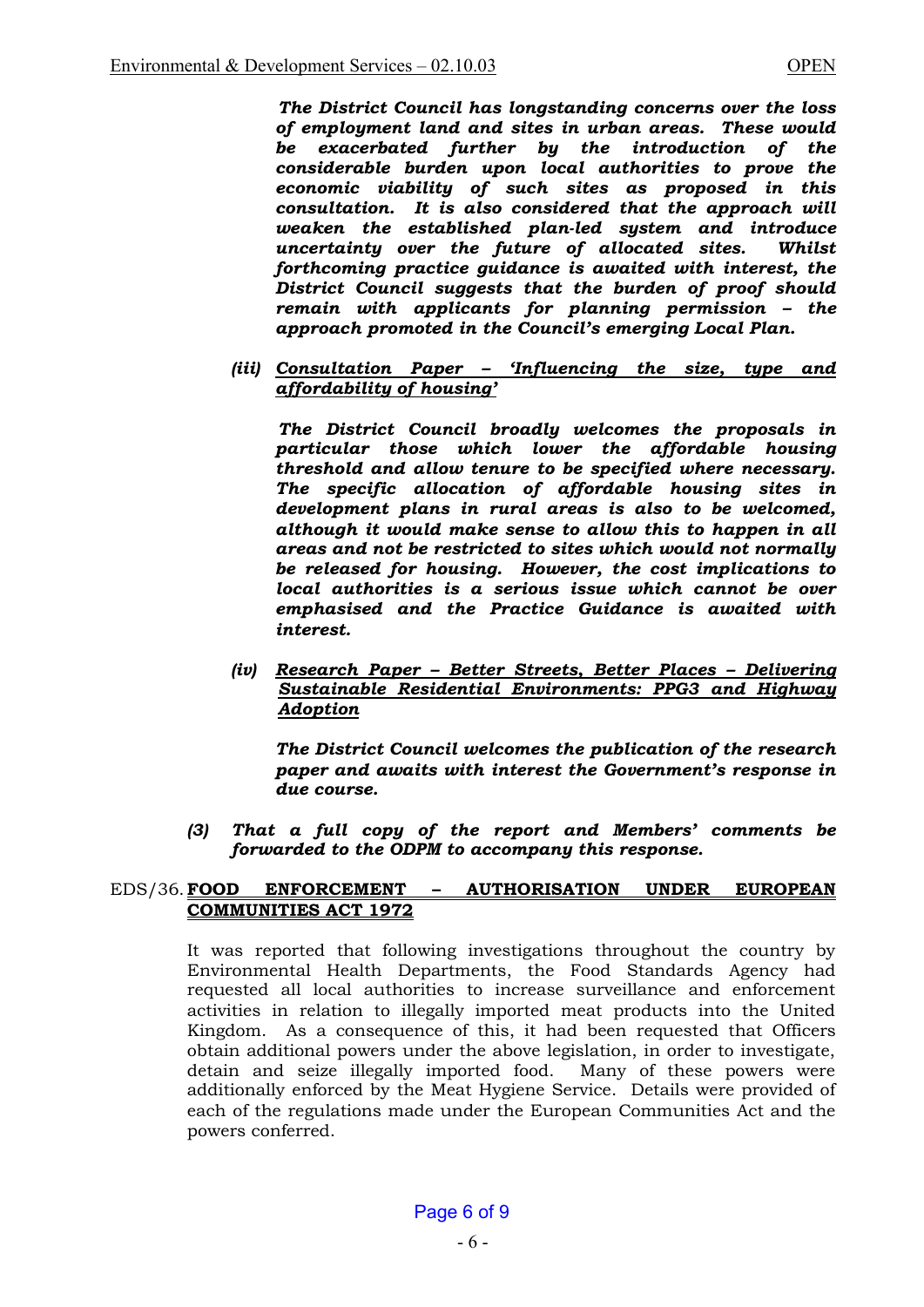***The District Council has longstanding concerns over the loss of employment land and sites in urban areas. These would be exacerbated further by the introduction of the considerable burden upon local authorities to prove the economic viability of such sites as proposed in this consultation. It is also considered that the approach will weaken the established plan-led system and introduce uncertainty over the future of allocated sites. Whilst forthcoming practice guidance is awaited with interest, the District Council suggests that the burden of proof should remain with applicants for planning permission – the approach promoted in the Council's emerging Local Plan.***

***(iii) <u>Consultation Paper – 'Influencing the size, type and affordability of housing'</u>***

***The District Council broadly welcomes the proposals in particular those which lower the affordable housing threshold and allow tenure to be specified where necessary. The specific allocation of affordable housing sites in development plans in rural areas is also to be welcomed, although it would make sense to allow this to happen in all areas and not be restricted to sites which would not normally be released for housing. However, the cost implications to local authorities is a serious issue which cannot be over emphasised and the Practice Guidance is awaited with interest.***

***(iv) <u>Research Paper – Better Streets, Better Places – Delivering Sustainable Residential Environments: PPG3 and Highway Adoption</u>***

***The District Council welcomes the publication of the research paper and awaits with interest the Government's response in due course.***

***(3) That a full copy of the report and Members' comments be forwarded to the ODPM to accompany this response.***

EDS/36. **<u>FOOD ENFORCEMENT – AUTHORISATION UNDER EUROPEAN COMMUNITIES ACT 1972</u>**

It was reported that following investigations throughout the country by Environmental Health Departments, the Food Standards Agency had requested all local authorities to increase surveillance and enforcement activities in relation to illegally imported meat products into the United Kingdom. As a consequence of this, it had been requested that Officers obtain additional powers under the above legislation, in order to investigate, detain and seize illegally imported food. Many of these powers were additionally enforced by the Meat Hygiene Service. Details were provided of each of the regulations made under the European Communities Act and the powers conferred.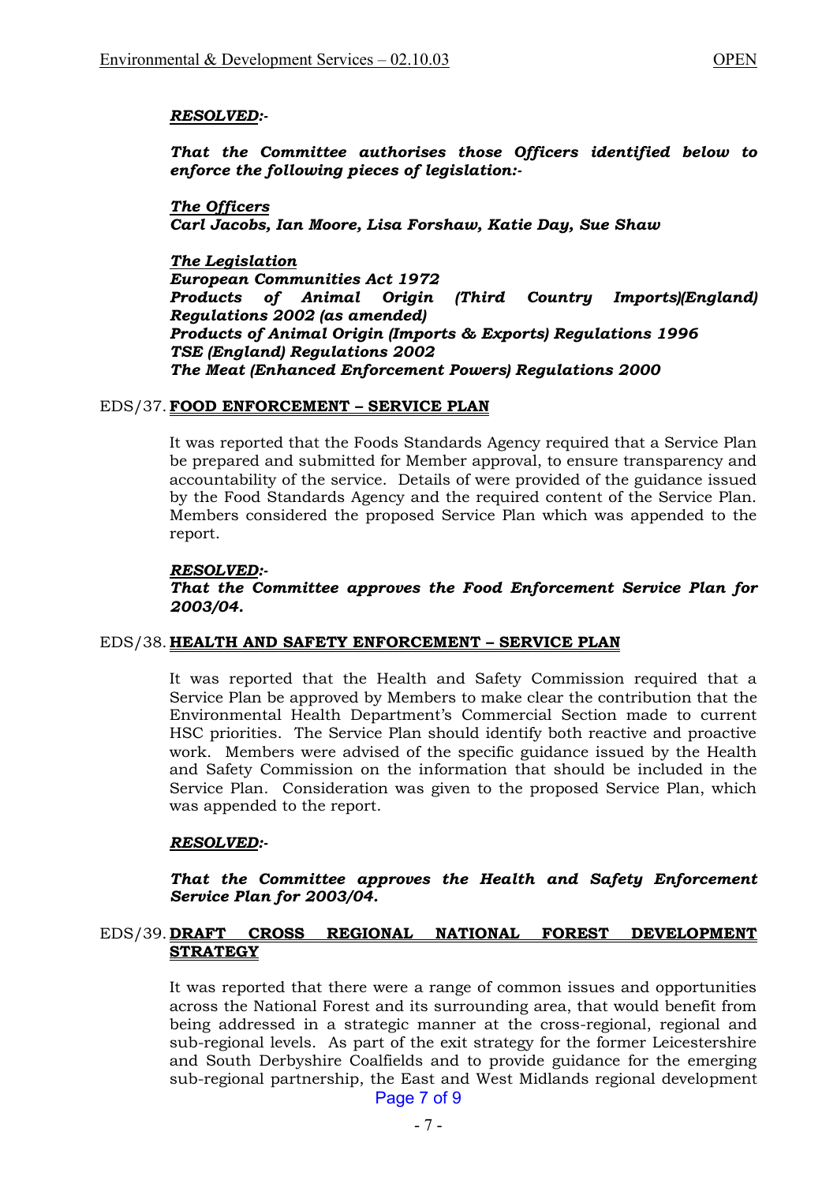***RESOLVED:-***

***That the Committee authorises those Officers identified below to enforce the following pieces of legislation:-***

***The Officers***
***Carl Jacobs, Ian Moore, Lisa Forshaw, Katie Day, Sue Shaw***

***The Legislation***
***European Communities Act 1972***
***Products of Animal Origin (Third Country Imports)(England) Regulations 2002 (as amended)***
***Products of Animal Origin (Imports & Exports) Regulations 1996***
***TSE (England) Regulations 2002***
***The Meat (Enhanced Enforcement Powers) Regulations 2000***

EDS/37. **FOOD ENFORCEMENT – SERVICE PLAN**

It was reported that the Foods Standards Agency required that a Service Plan be prepared and submitted for Member approval, to ensure transparency and accountability of the service. Details of were provided of the guidance issued by the Food Standards Agency and the required content of the Service Plan. Members considered the proposed Service Plan which was appended to the report.

***RESOLVED:-***
***That the Committee approves the Food Enforcement Service Plan for 2003/04.***

EDS/38. **HEALTH AND SAFETY ENFORCEMENT – SERVICE PLAN**

It was reported that the Health and Safety Commission required that a Service Plan be approved by Members to make clear the contribution that the Environmental Health Department's Commercial Section made to current HSC priorities. The Service Plan should identify both reactive and proactive work. Members were advised of the specific guidance issued by the Health and Safety Commission on the information that should be included in the Service Plan. Consideration was given to the proposed Service Plan, which was appended to the report.

***RESOLVED:-***

***That the Committee approves the Health and Safety Enforcement Service Plan for 2003/04.***

EDS/39. **DRAFT CROSS REGIONAL NATIONAL FOREST DEVELOPMENT STRATEGY**

It was reported that there were a range of common issues and opportunities across the National Forest and its surrounding area, that would benefit from being addressed in a strategic manner at the cross-regional, regional and sub-regional levels. As part of the exit strategy for the former Leicestershire and South Derbyshire Coalfields and to provide guidance for the emerging sub-regional partnership, the East and West Midlands regional development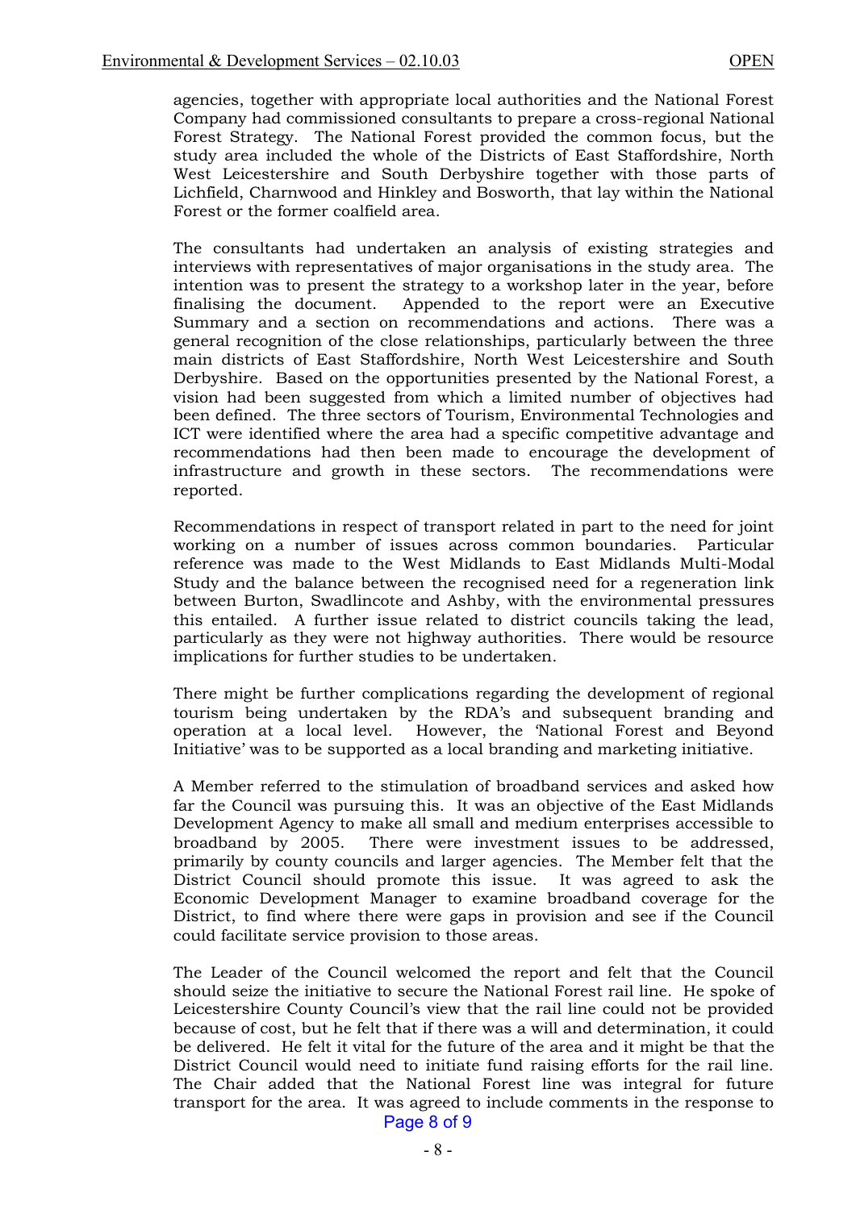agencies, together with appropriate local authorities and the National Forest Company had commissioned consultants to prepare a cross-regional National Forest Strategy. The National Forest provided the common focus, but the study area included the whole of the Districts of East Staffordshire, North West Leicestershire and South Derbyshire together with those parts of Lichfield, Charnwood and Hinkley and Bosworth, that lay within the National Forest or the former coalfield area.

The consultants had undertaken an analysis of existing strategies and interviews with representatives of major organisations in the study area. The intention was to present the strategy to a workshop later in the year, before finalising the document. Appended to the report were an Executive Summary and a section on recommendations and actions. There was a general recognition of the close relationships, particularly between the three main districts of East Staffordshire, North West Leicestershire and South Derbyshire. Based on the opportunities presented by the National Forest, a vision had been suggested from which a limited number of objectives had been defined. The three sectors of Tourism, Environmental Technologies and ICT were identified where the area had a specific competitive advantage and recommendations had then been made to encourage the development of infrastructure and growth in these sectors. The recommendations were reported.

Recommendations in respect of transport related in part to the need for joint working on a number of issues across common boundaries. Particular reference was made to the West Midlands to East Midlands Multi-Modal Study and the balance between the recognised need for a regeneration link between Burton, Swadlincote and Ashby, with the environmental pressures this entailed. A further issue related to district councils taking the lead, particularly as they were not highway authorities. There would be resource implications for further studies to be undertaken.

There might be further complications regarding the development of regional tourism being undertaken by the RDA's and subsequent branding and operation at a local level. However, the 'National Forest and Beyond Initiative' was to be supported as a local branding and marketing initiative.

A Member referred to the stimulation of broadband services and asked how far the Council was pursuing this. It was an objective of the East Midlands Development Agency to make all small and medium enterprises accessible to broadband by 2005. There were investment issues to be addressed, primarily by county councils and larger agencies. The Member felt that the District Council should promote this issue. It was agreed to ask the Economic Development Manager to examine broadband coverage for the District, to find where there were gaps in provision and see if the Council could facilitate service provision to those areas.

The Leader of the Council welcomed the report and felt that the Council should seize the initiative to secure the National Forest rail line. He spoke of Leicestershire County Council's view that the rail line could not be provided because of cost, but he felt that if there was a will and determination, it could be delivered. He felt it vital for the future of the area and it might be that the District Council would need to initiate fund raising efforts for the rail line. The Chair added that the National Forest line was integral for future transport for the area. It was agreed to include comments in the response to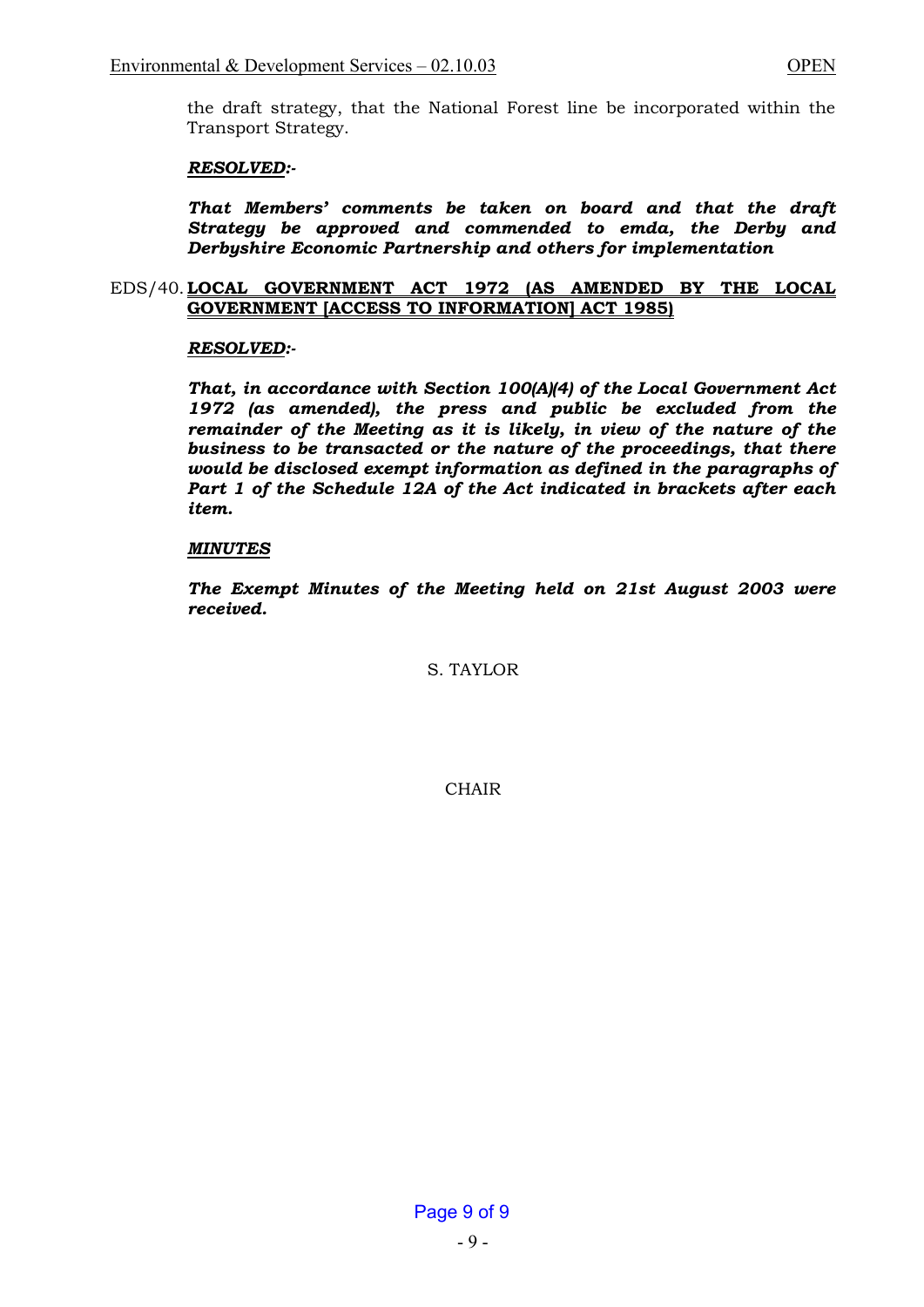the draft strategy, that the National Forest line be incorporated within the Transport Strategy.

***RESOLVED:-***

***That Members' comments be taken on board and that the draft Strategy be approved and commended to emda, the Derby and Derbyshire Economic Partnership and others for implementation***

EDS/40. **LOCAL GOVERNMENT ACT 1972 (AS AMENDED BY THE LOCAL GOVERNMENT [ACCESS TO INFORMATION] ACT 1985)**

***RESOLVED:-***

***That, in accordance with Section 100(A)(4) of the Local Government Act 1972 (as amended), the press and public be excluded from the remainder of the Meeting as it is likely, in view of the nature of the business to be transacted or the nature of the proceedings, that there would be disclosed exempt information as defined in the paragraphs of Part 1 of the Schedule 12A of the Act indicated in brackets after each item.***

***MINUTES***

***The Exempt Minutes of the Meeting held on 21st August 2003 were received.***

S. TAYLOR

CHAIR